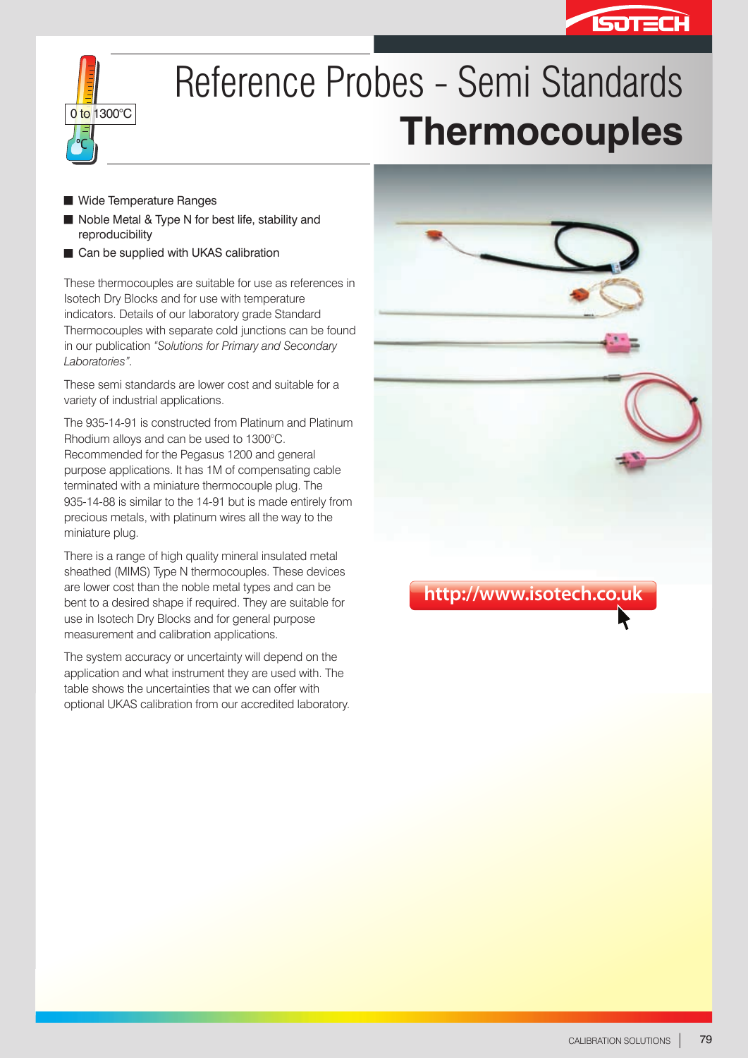0 to 1300°C

# Reference Probes - Semi Standards

## Thermocouples

- Wide Temperature Ranges
- Noble Metal & Type N for best life, stability and reproducibility
- Can be supplied with UKAS calibration

These thermocouples are suitable for use as references in Isotech Dry Blocks and for use with temperature indicators. Details of our laboratory grade Standard Thermocouples with separate cold junctions can be found in our publication *"Solutions for Primary and Secondary Laboratories"*.

These semi standards are lower cost and suitable for a variety of industrial applications.

The 935-14-91 is constructed from Platinum and Platinum Rhodium alloys and can be used to 1300°C. Recommended for the Pegasus 1200 and general purpose applications. It has 1M of compensating cable terminated with a miniature thermocouple plug. The 935-14-88 is similar to the 14-91 but is made entirely from precious metals, with platinum wires all the way to the miniature plug.

There is a range of high quality mineral insulated metal sheathed (MIMS) Type N thermocouples. These devices are lower cost than the noble metal types and can be bent to a desired shape if required. They are suitable for use in Isotech Dry Blocks and for general purpose measurement and calibration applications.

The system accuracy or uncertainty will depend on the application and what instrument they are used with. The table shows the uncertainties that we can offer with optional UKAS calibration from our accredited laboratory.

http://www.isotech.co.uk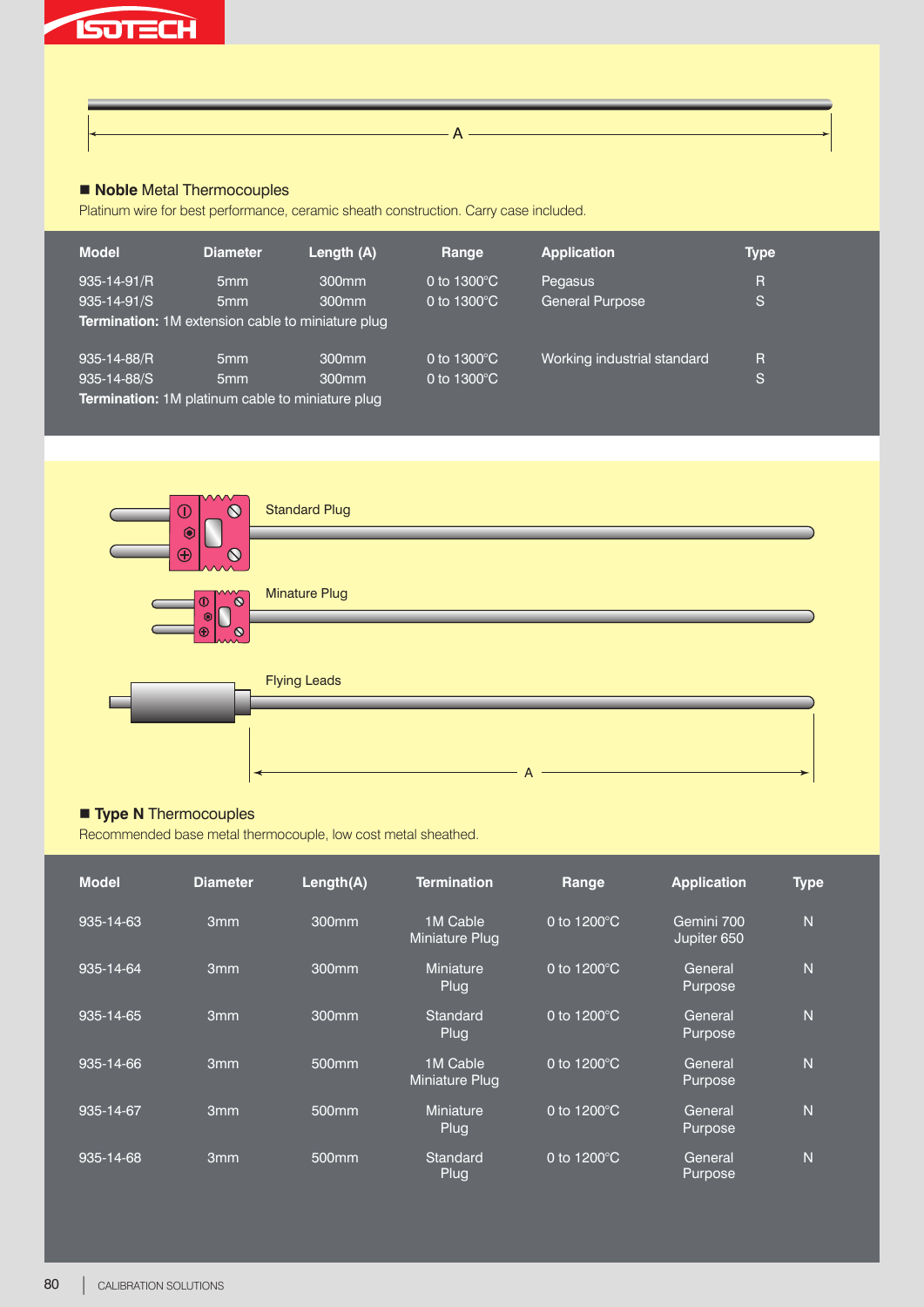## ■ **Noble** Metal Thermocouples

Platinum wire for best performance, ceramic sheath construction. Carry case included.

| Model | Diameter | Length (A) | Range | Application | Type |
|---|---|---|---|---|---|
| 935-14-91/R | 5mm | 300mm | 0 to 1300°C | Pegasus | R |
| 935-14-91/S | 5mm | 300mm | 0 to 1300°C | General Purpose | S |
| **Termination:** 1M extension cable to miniature plug | | | | | |
| 935-14-88/R | 5mm | 300mm | 0 to 1300°C | Working industrial standard | R |
| 935-14-88/S | 5mm | 300mm | 0 to 1300°C | | S |
| **Termination:** 1M platinum cable to miniature plug | | | | | |

Standard Plug

Minature Plug

Flying Leads

## ■ **Type N** Thermocouples

Recommended base metal thermocouple, low cost metal sheathed.

| Model | Diameter | Length(A) | Termination | Range | Application | Type |
|---|---|---|---|---|---|---|
| 935-14-63 | 3mm | 300mm | 1M Cable Miniature Plug | 0 to 1200°C | Gemini 700 Jupiter 650 | N |
| 935-14-64 | 3mm | 300mm | Miniature Plug | 0 to 1200°C | General Purpose | N |
| 935-14-65 | 3mm | 300mm | Standard Plug | 0 to 1200°C | General Purpose | N |
| 935-14-66 | 3mm | 500mm | 1M Cable Miniature Plug | 0 to 1200°C | General Purpose | N |
| 935-14-67 | 3mm | 500mm | Miniature Plug | 0 to 1200°C | General Purpose | N |
| 935-14-68 | 3mm | 500mm | Standard Plug | 0 to 1200°C | General Purpose | N |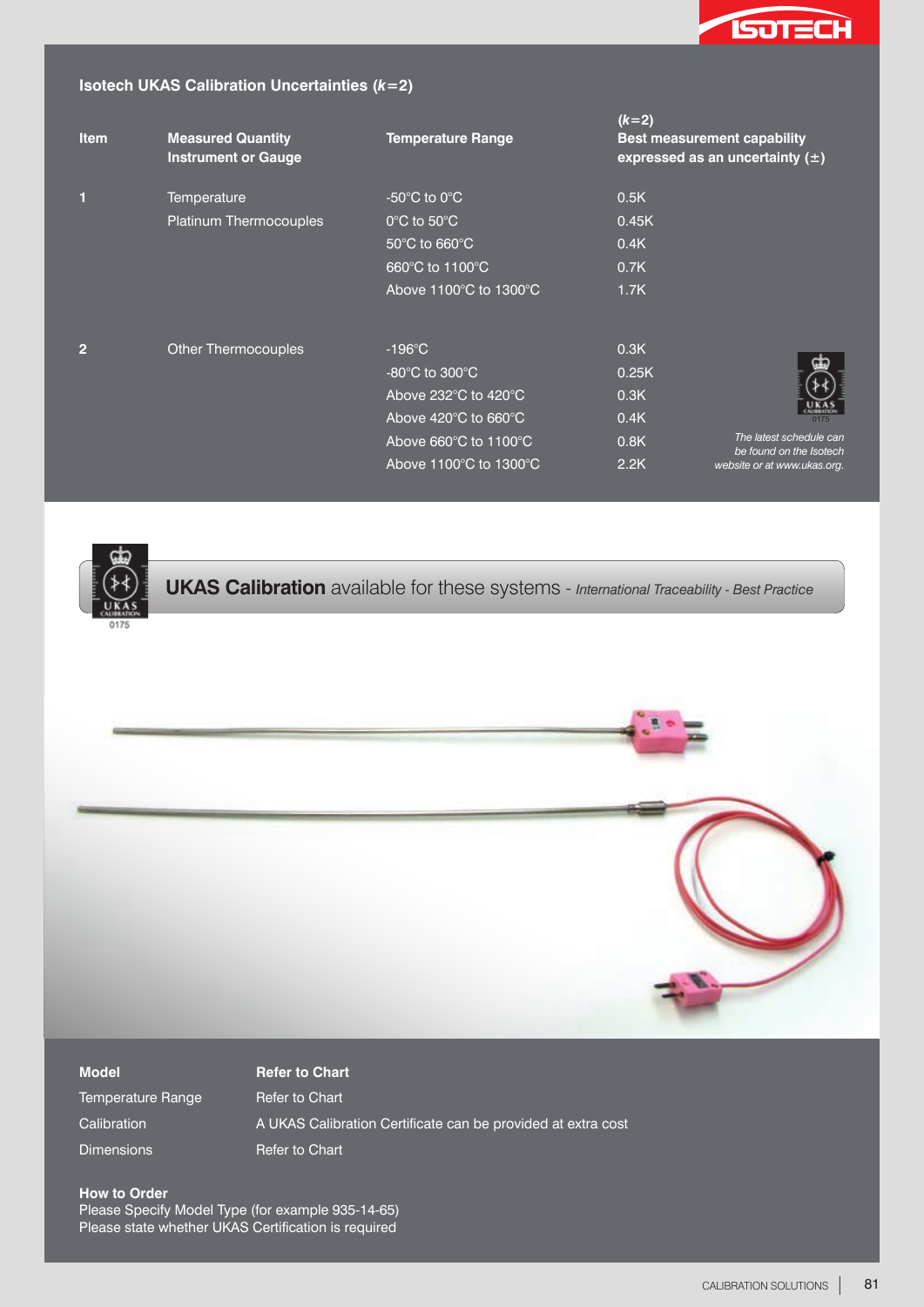## Isotech UKAS Calibration Uncertainties ($k=2$)

| Item | Measured Quantity Instrument or Gauge | Temperature Range | ($k=2$) Best measurement capability expressed as an uncertainty (±) |
|---|---|---|---|
| 1 | Temperature | -50°C to 0°C | 0.5K |
| | Platinum Thermocouples | 0°C to 50°C | 0.45K |
| | | 50°C to 660°C | 0.4K |
| | | 660°C to 1100°C | 0.7K |
| | | Above 1100°C to 1300°C | 1.7K |
| 2 | Other Thermocouples | -196°C | 0.3K |
| | | -80°C to 300°C | 0.25K |
| | | Above 232°C to 420°C | 0.3K |
| | | Above 420°C to 660°C | 0.4K |
| | | Above 660°C to 1100°C | 0.8K |
| | | Above 1100°C to 1300°C | 2.2K |

*The latest schedule can be found on the Isotech website or at www.ukas.org.*

**UKAS Calibration** available for these systems - *International Traceability - Best Practice*

| | |
|---|---|
| **Model** | **Refer to Chart** |
| Temperature Range | Refer to Chart |
| Calibration | A UKAS Calibration Certificate can be provided at extra cost |
| Dimensions | Refer to Chart |

**How to Order**
Please Specify Model Type (for example 935-14-65)
Please state whether UKAS Certification is required